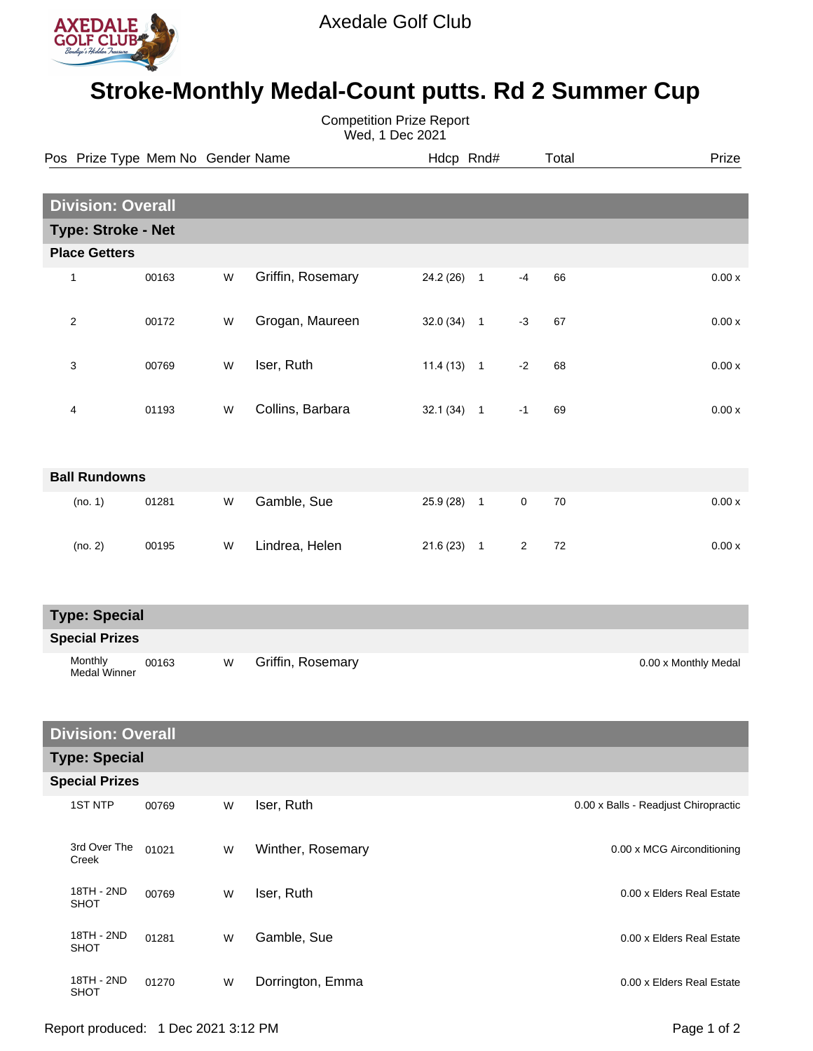Axedale Golf Club

# Stroke-Monthly Medal-Count putts. Rd 2 Summer Cup

Competition Prize Report
Wed, 1 Dec 2021

## Division: Overall

### Type: Stroke - Net

#### Place Getters

| Pos | Prize Type | Mem No | Gender | Name | Hdcp | Rnd# | | Total | Prize |
|---|---|---|---|---|---|---|---|---|---|
| 1 | | 00163 | W | Griffin, Rosemary | 24.2 (26) | 1 | -4 | 66 | 0.00 x |
| 2 | | 00172 | W | Grogan, Maureen | 32.0 (34) | 1 | -3 | 67 | 0.00 x |
| 3 | | 00769 | W | Iser, Ruth | 11.4 (13) | 1 | -2 | 68 | 0.00 x |
| 4 | | 01193 | W | Collins, Barbara | 32.1 (34) | 1 | -1 | 69 | 0.00 x |

#### Ball Rundowns

| Pos | Prize Type | Mem No | Gender | Name | Hdcp | Rnd# | | Total | Prize |
|---|---|---|---|---|---|---|---|---|---|
| (no. 1) | | 01281 | W | Gamble, Sue | 25.9 (28) | 1 | 0 | 70 | 0.00 x |
| (no. 2) | | 00195 | W | Lindrea, Helen | 21.6 (23) | 1 | 2 | 72 | 0.00 x |

### Type: Special

#### Special Prizes

| Prize Type | Mem No | Gender | Name | Prize |
|---|---|---|---|---|
| Monthly Medal Winner | 00163 | W | Griffin, Rosemary | 0.00 x Monthly Medal |

## Division: Overall

### Type: Special

#### Special Prizes

| Prize Type | Mem No | Gender | Name | Prize |
|---|---|---|---|---|
| 1ST NTP | 00769 | W | Iser, Ruth | 0.00 x Balls - Readjust Chiropractic |
| 3rd Over The Creek | 01021 | W | Winther, Rosemary | 0.00 x MCG Airconditioning |
| 18TH - 2ND SHOT | 00769 | W | Iser, Ruth | 0.00 x Elders Real Estate |
| 18TH - 2ND SHOT | 01281 | W | Gamble, Sue | 0.00 x Elders Real Estate |
| 18TH - 2ND SHOT | 01270 | W | Dorrington, Emma | 0.00 x Elders Real Estate |

Report produced: 1 Dec 2021 3:12 PM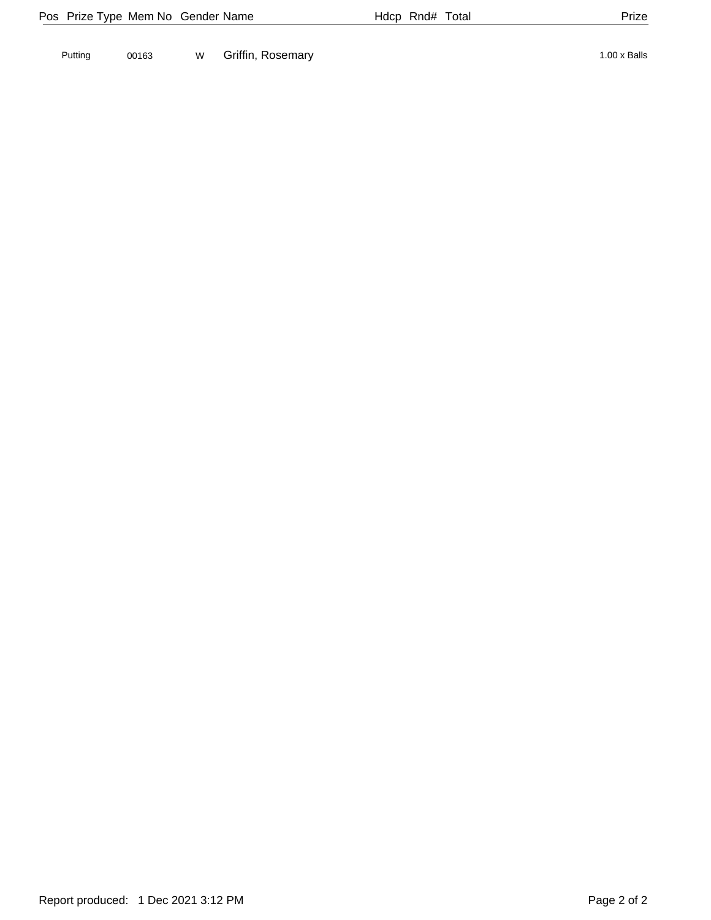| Pos | Prize Type | Mem No | Gender | Name | Hdcp | Rnd# | Total | Prize |
|---|---|---|---|---|---|---|---|---|
| | Putting | 00163 | W | Griffin, Rosemary | | | | 1.00 x Balls |

Report produced: 1 Dec 2021 3:12 PM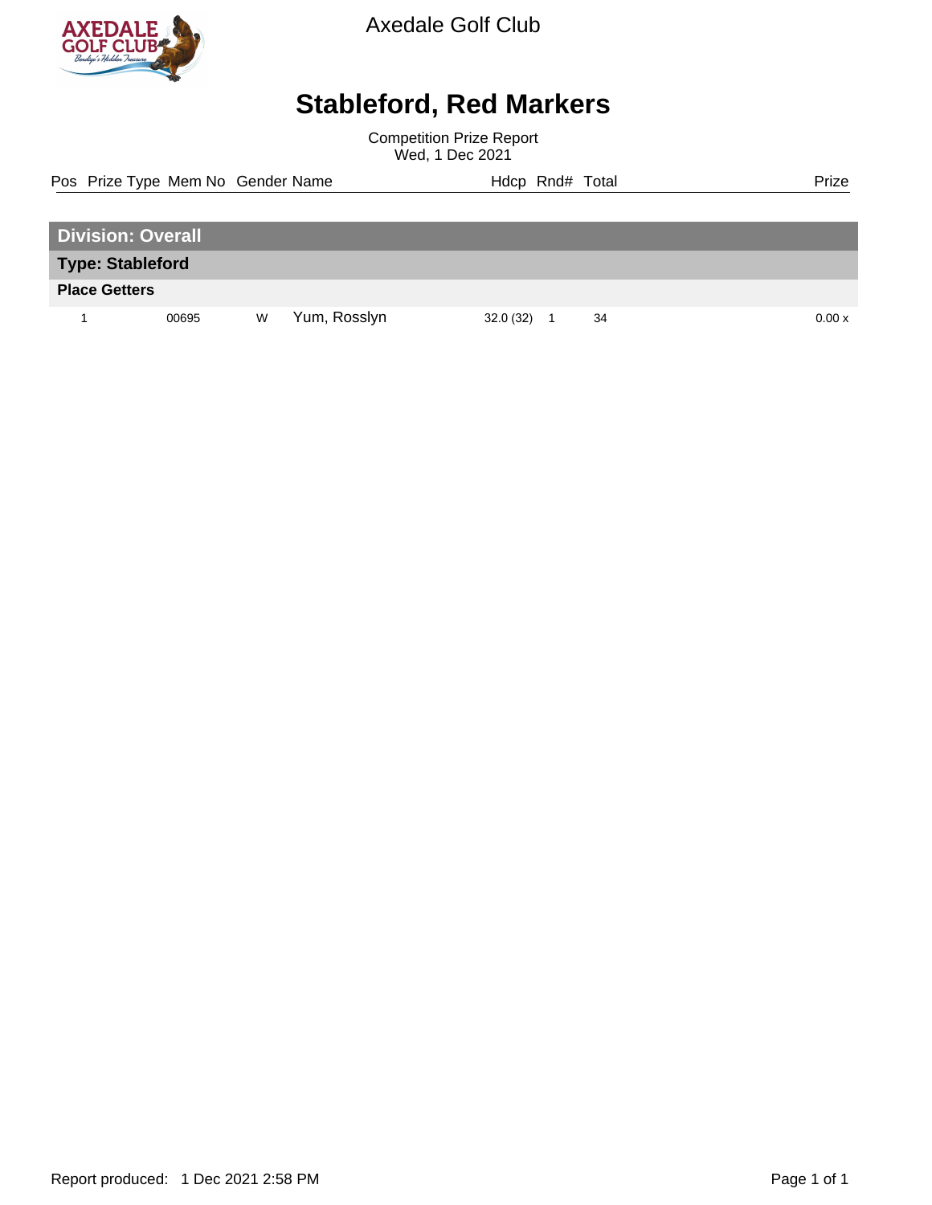Axedale Golf Club

# Stableford, Red Markers

Competition Prize Report
Wed, 1 Dec 2021

| Pos | Prize Type | Mem No | Gender | Name | Hdcp | Rnd# | Total | Prize |
|---|---|---|---|---|---|---|---|---|
| **Division: Overall** | | | | | | | | |
| **Type: Stableford** | | | | | | | | |
| **Place Getters** | | | | | | | | |
| 1 | | 00695 | W | Yum, Rosslyn | 32.0 (32) | 1 | 34 | 0.00 x |

Report produced: 1 Dec 2021 2:58 PM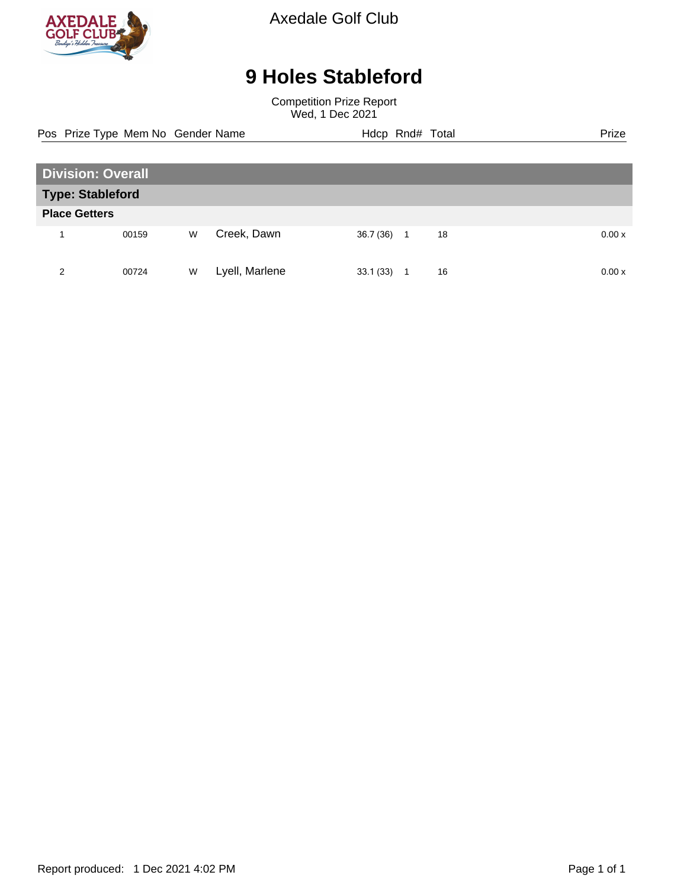Axedale Golf Club

# 9 Holes Stableford

Competition Prize Report
Wed, 1 Dec 2021

| Pos | Prize Type | Mem No | Gender | Name | Hdcp | Rnd# | Total | Prize |
|---|---|---|---|---|---|---|---|---|
| **Division: Overall** | | | | | | | | |
| **Type: Stableford** | | | | | | | | |
| **Place Getters** | | | | | | | | |
| 1 | | 00159 | W | Creek, Dawn | 36.7 (36) | 1 | 18 | 0.00 x |
| 2 | | 00724 | W | Lyell, Marlene | 33.1 (33) | 1 | 16 | 0.00 x |

Report produced: 1 Dec 2021 4:02 PM